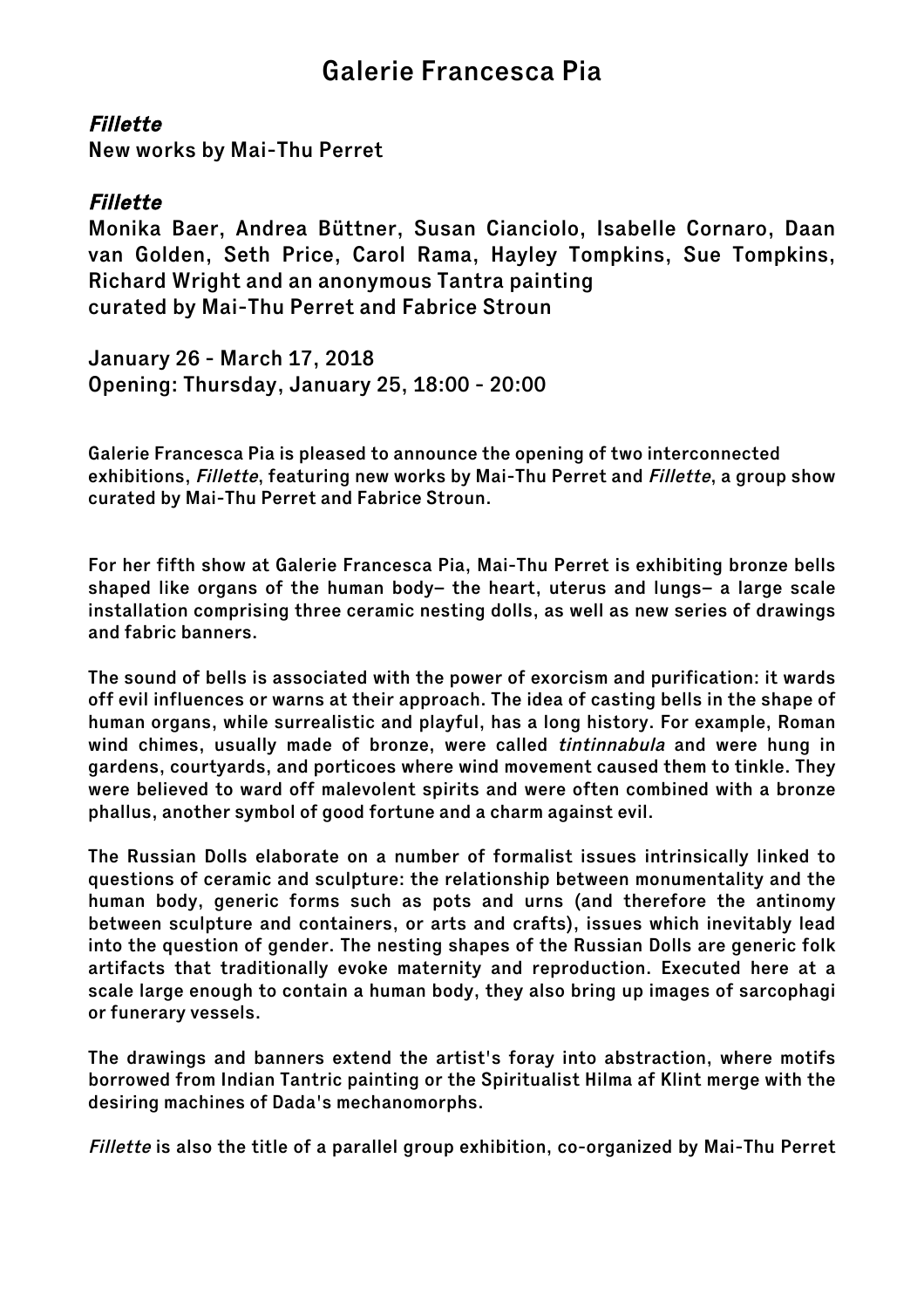# Galerie Francesca Pia

## *Fillette*

**New works by Mai-Thu Perret**

## *Fillette*

**Monika Baer, Andrea Büttner, Susan Cianciolo, Isabelle Cornaro, Daan van Golden, Seth Price, Carol Rama, Hayley Tompkins, Sue Tompkins, Richard Wright and an anonymous Tantra painting**
**curated by Mai-Thu Perret and Fabrice Stroun**

**January 26 - March 17, 2018**
**Opening: Thursday, January 25, 18:00 - 20:00**

Galerie Francesca Pia is pleased to announce the opening of two interconnected exhibitions, *Fillette*, featuring new works by Mai-Thu Perret and *Fillette*, a group show curated by Mai-Thu Perret and Fabrice Stroun.

For her fifth show at Galerie Francesca Pia, Mai-Thu Perret is exhibiting bronze bells shaped like organs of the human body– the heart, uterus and lungs– a large scale installation comprising three ceramic nesting dolls, as well as new series of drawings and fabric banners.

The sound of bells is associated with the power of exorcism and purification: it wards off evil influences or warns at their approach. The idea of casting bells in the shape of human organs, while surrealistic and playful, has a long history. For example, Roman wind chimes, usually made of bronze, were called *tintinnabula* and were hung in gardens, courtyards, and porticoes where wind movement caused them to tinkle. They were believed to ward off malevolent spirits and were often combined with a bronze phallus, another symbol of good fortune and a charm against evil.

The Russian Dolls elaborate on a number of formalist issues intrinsically linked to questions of ceramic and sculpture: the relationship between monumentality and the human body, generic forms such as pots and urns (and therefore the antinomy between sculpture and containers, or arts and crafts), issues which inevitably lead into the question of gender. The nesting shapes of the Russian Dolls are generic folk artifacts that traditionally evoke maternity and reproduction. Executed here at a scale large enough to contain a human body, they also bring up images of sarcophagi or funerary vessels.

The drawings and banners extend the artist's foray into abstraction, where motifs borrowed from Indian Tantric painting or the Spiritualist Hilma af Klint merge with the desiring machines of Dada's mechanomorphs.

*Fillette* is also the title of a parallel group exhibition, co-organized by Mai-Thu Perret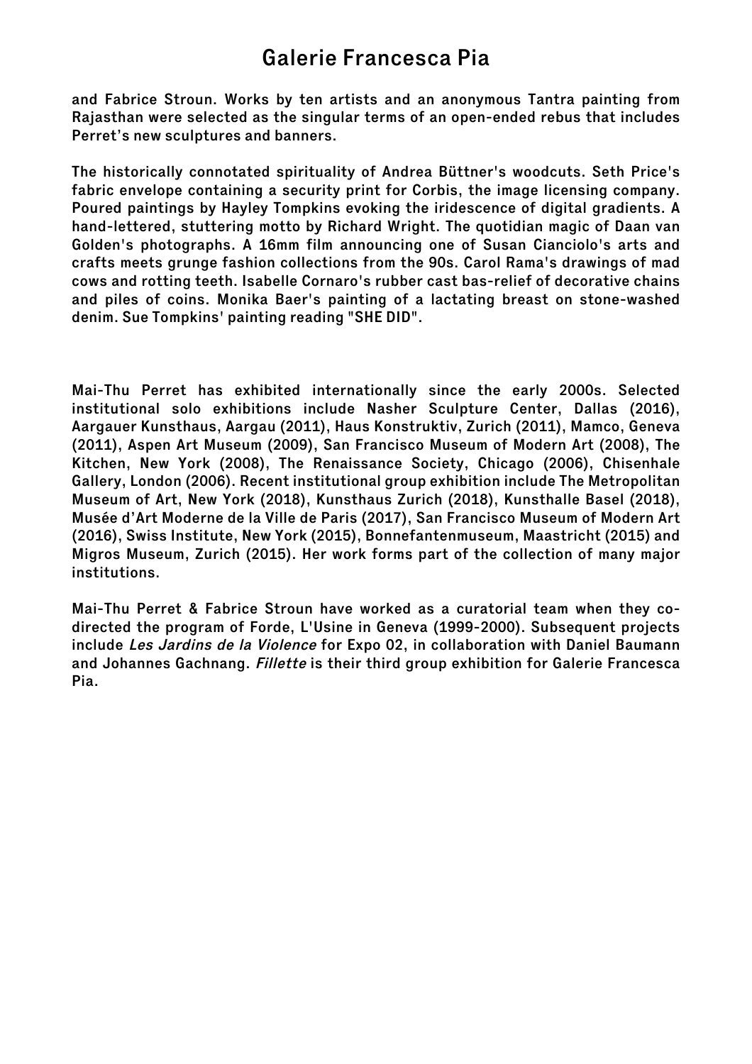**and Fabrice Stroun. Works by ten artists and an anonymous Tantra painting from Rajasthan were selected as the singular terms of an open-ended rebus that includes Perret's new sculptures and banners.**

**The historically connotated spirituality of Andrea Büttner's woodcuts. Seth Price's fabric envelope containing a security print for Corbis, the image licensing company. Poured paintings by Hayley Tompkins evoking the iridescence of digital gradients. A hand-lettered, stuttering motto by Richard Wright. The quotidian magic of Daan van Golden's photographs. A 16mm film announcing one of Susan Cianciolo's arts and crafts meets grunge fashion collections from the 90s. Carol Rama's drawings of mad cows and rotting teeth. Isabelle Cornaro's rubber cast bas-relief of decorative chains and piles of coins. Monika Baer's painting of a lactating breast on stone-washed denim. Sue Tompkins' painting reading "SHE DID".**

**Mai-Thu Perret has exhibited internationally since the early 2000s. Selected institutional solo exhibitions include Nasher Sculpture Center, Dallas (2016), Aargauer Kunsthaus, Aargau (2011), Haus Konstruktiv, Zurich (2011), Mamco, Geneva (2011), Aspen Art Museum (2009), San Francisco Museum of Modern Art (2008), The Kitchen, New York (2008), The Renaissance Society, Chicago (2006), Chisenhale Gallery, London (2006). Recent institutional group exhibition include The Metropolitan Museum of Art, New York (2018), Kunsthaus Zurich (2018), Kunsthalle Basel (2018), Musée d'Art Moderne de la Ville de Paris (2017), San Francisco Museum of Modern Art (2016), Swiss Institute, New York (2015), Bonnefantenmuseum, Maastricht (2015) and Migros Museum, Zurich (2015). Her work forms part of the collection of many major institutions.**

**Mai-Thu Perret & Fabrice Stroun have worked as a curatorial team when they co-directed the program of Forde, L'Usine in Geneva (1999-2000). Subsequent projects include *Les Jardins de la Violence* for Expo 02, in collaboration with Daniel Baumann and Johannes Gachnang. *Fillette* is their third group exhibition for Galerie Francesca Pia.**